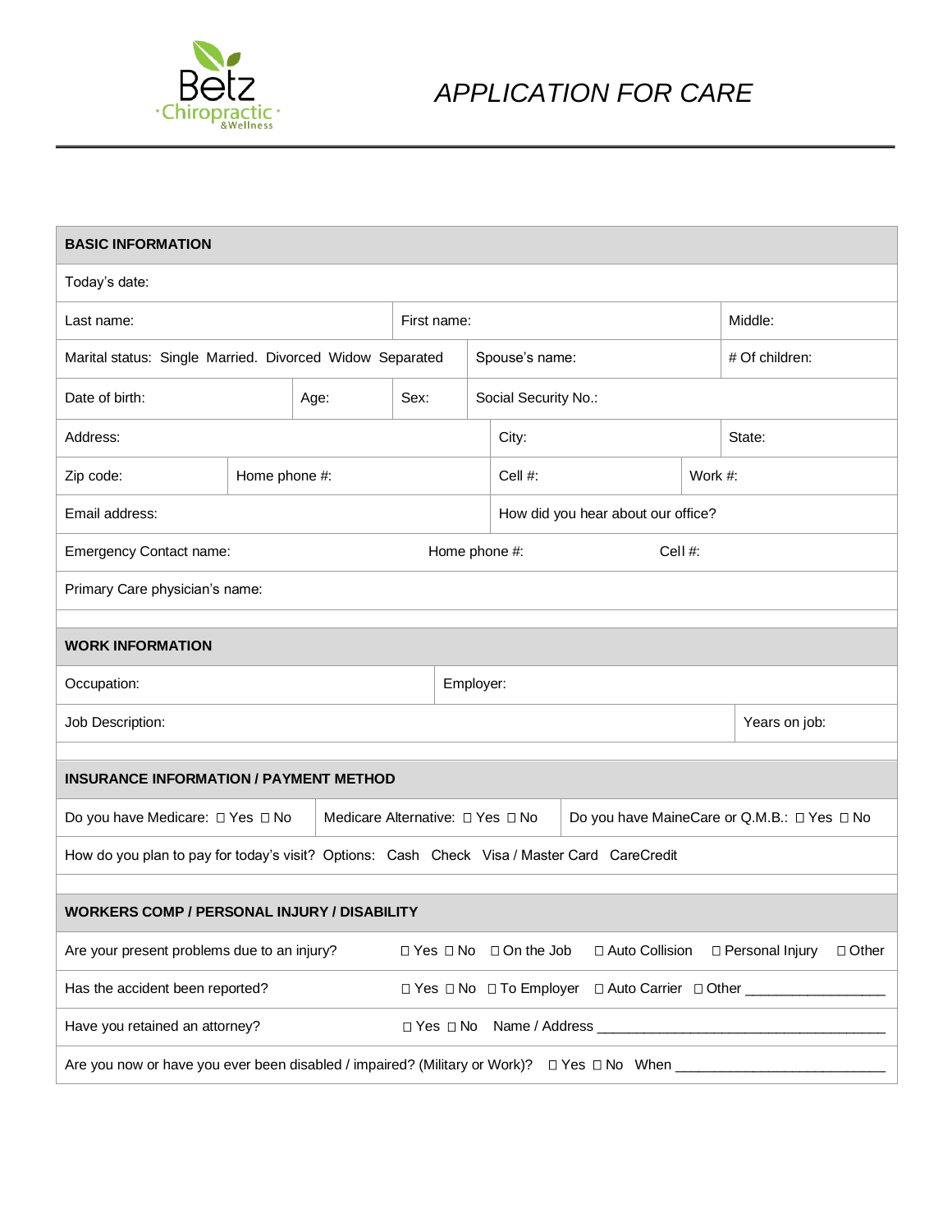Betz Chiropractic & Wellness

# APPLICATION FOR CARE

| **BASIC INFORMATION** | | | | | |
|---|---|---|---|---|---|
| Today's date: | | | | | |
| Last name: | | First name: | | Middle: | |
| Marital status: Single Married. Divorced Widow Separated | | | Spouse's name: | # Of children: | |
| Date of birth: | Age: | Sex: | Social Security No.: | | |
| Address: | | | City: | State: | |
| Zip code: | Home phone #: | | Cell #: | Work #: | |
| Email address: | | | How did you hear about our office? | | |
| Emergency Contact name: | | Home phone #: | | Cell #: | |
| Primary Care physician's name: | | | | | |

| **WORK INFORMATION** | | |
|---|---|---|
| Occupation: | Employer: | |
| Job Description: | | Years on job: |

| **INSURANCE INFORMATION / PAYMENT METHOD** | | |
|---|---|---|
| Do you have Medicare: ☐ Yes ☐ No | Medicare Alternative: ☐ Yes ☐ No | Do you have MaineCare or Q.M.B.: ☐ Yes ☐ No |
| How do you plan to pay for today's visit? Options: Cash Check Visa / Master Card CareCredit | | |

| **WORKERS COMP / PERSONAL INJURY / DISABILITY** | |
|---|---|
| Are your present problems due to an injury? | ☐ Yes ☐ No ☐ On the Job ☐ Auto Collision ☐ Personal Injury ☐ Other |
| Has the accident been reported? | ☐ Yes ☐ No ☐ To Employer ☐ Auto Carrier ☐ Other ________________ |
| Have you retained an attorney? | ☐ Yes ☐ No Name / Address ____________________________________ |
| Are you now or have you ever been disabled / impaired? (Military or Work)? | ☐ Yes ☐ No When __________________________ |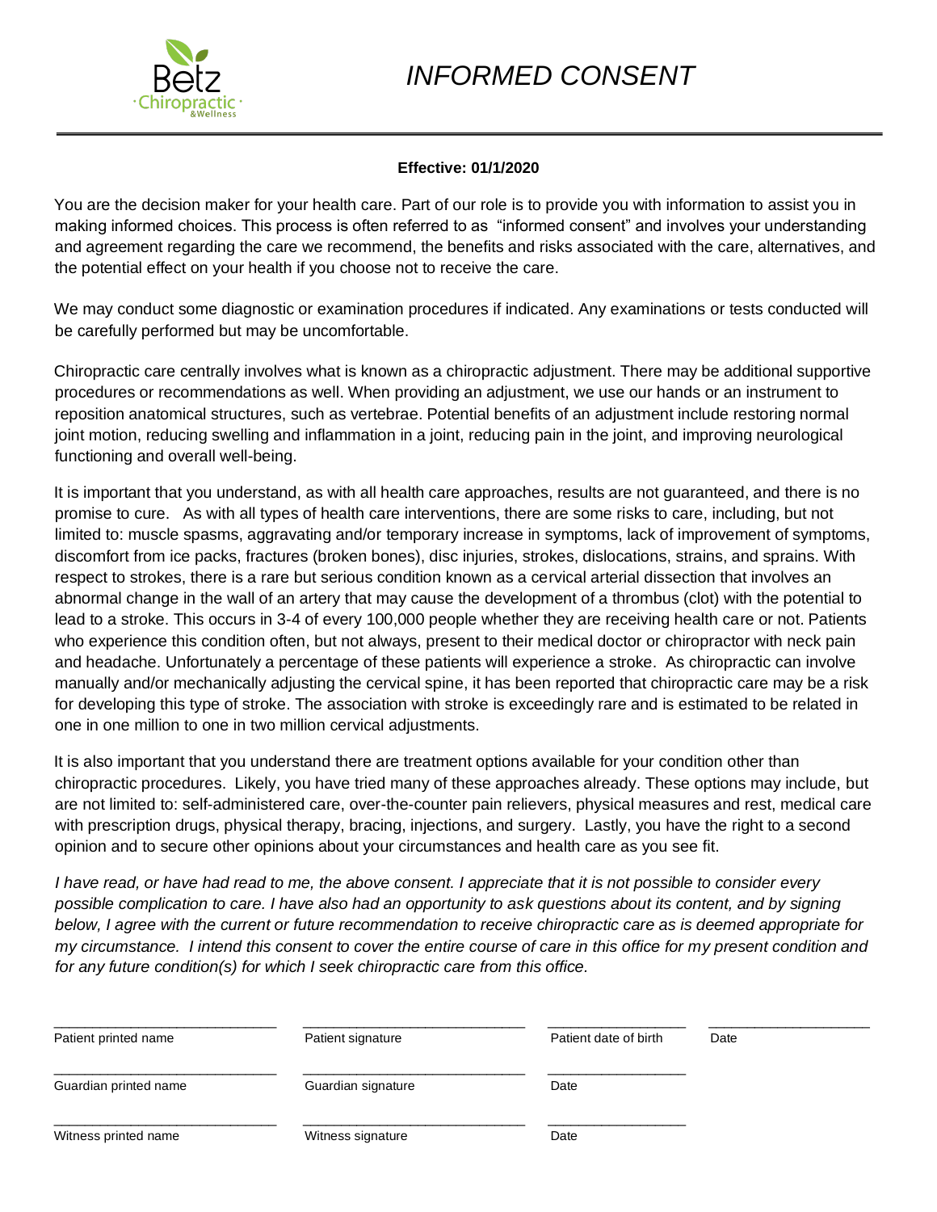# *INFORMED CONSENT*

**Effective: 01/1/2020**

You are the decision maker for your health care. Part of our role is to provide you with information to assist you in making informed choices. This process is often referred to as "informed consent" and involves your understanding and agreement regarding the care we recommend, the benefits and risks associated with the care, alternatives, and the potential effect on your health if you choose not to receive the care.

We may conduct some diagnostic or examination procedures if indicated. Any examinations or tests conducted will be carefully performed but may be uncomfortable.

Chiropractic care centrally involves what is known as a chiropractic adjustment. There may be additional supportive procedures or recommendations as well. When providing an adjustment, we use our hands or an instrument to reposition anatomical structures, such as vertebrae. Potential benefits of an adjustment include restoring normal joint motion, reducing swelling and inflammation in a joint, reducing pain in the joint, and improving neurological functioning and overall well-being.

It is important that you understand, as with all health care approaches, results are not guaranteed, and there is no promise to cure. As with all types of health care interventions, there are some risks to care, including, but not limited to: muscle spasms, aggravating and/or temporary increase in symptoms, lack of improvement of symptoms, discomfort from ice packs, fractures (broken bones), disc injuries, strokes, dislocations, strains, and sprains. With respect to strokes, there is a rare but serious condition known as a cervical arterial dissection that involves an abnormal change in the wall of an artery that may cause the development of a thrombus (clot) with the potential to lead to a stroke. This occurs in 3-4 of every 100,000 people whether they are receiving health care or not. Patients who experience this condition often, but not always, present to their medical doctor or chiropractor with neck pain and headache. Unfortunately a percentage of these patients will experience a stroke. As chiropractic can involve manually and/or mechanically adjusting the cervical spine, it has been reported that chiropractic care may be a risk for developing this type of stroke. The association with stroke is exceedingly rare and is estimated to be related in one in one million to one in two million cervical adjustments.

It is also important that you understand there are treatment options available for your condition other than chiropractic procedures. Likely, you have tried many of these approaches already. These options may include, but are not limited to: self-administered care, over-the-counter pain relievers, physical measures and rest, medical care with prescription drugs, physical therapy, bracing, injections, and surgery. Lastly, you have the right to a second opinion and to secure other opinions about your circumstances and health care as you see fit.

*I have read, or have had read to me, the above consent. I appreciate that it is not possible to consider every possible complication to care. I have also had an opportunity to ask questions about its content, and by signing below, I agree with the current or future recommendation to receive chiropractic care as is deemed appropriate for my circumstance. I intend this consent to cover the entire course of care in this office for my present condition and for any future condition(s) for which I seek chiropractic care from this office.*

| ____________________ | ____________________ | ____________________ | ____________________ |
|---|---|---|---|
| Patient printed name | Patient signature | Patient date of birth | Date |

| ____________________ | ____________________ | ____________________ |
|---|---|---|
| Guardian printed name | Guardian signature | Date |

| ____________________ | ____________________ | ____________________ |
|---|---|---|
| Witness printed name | Witness signature | Date |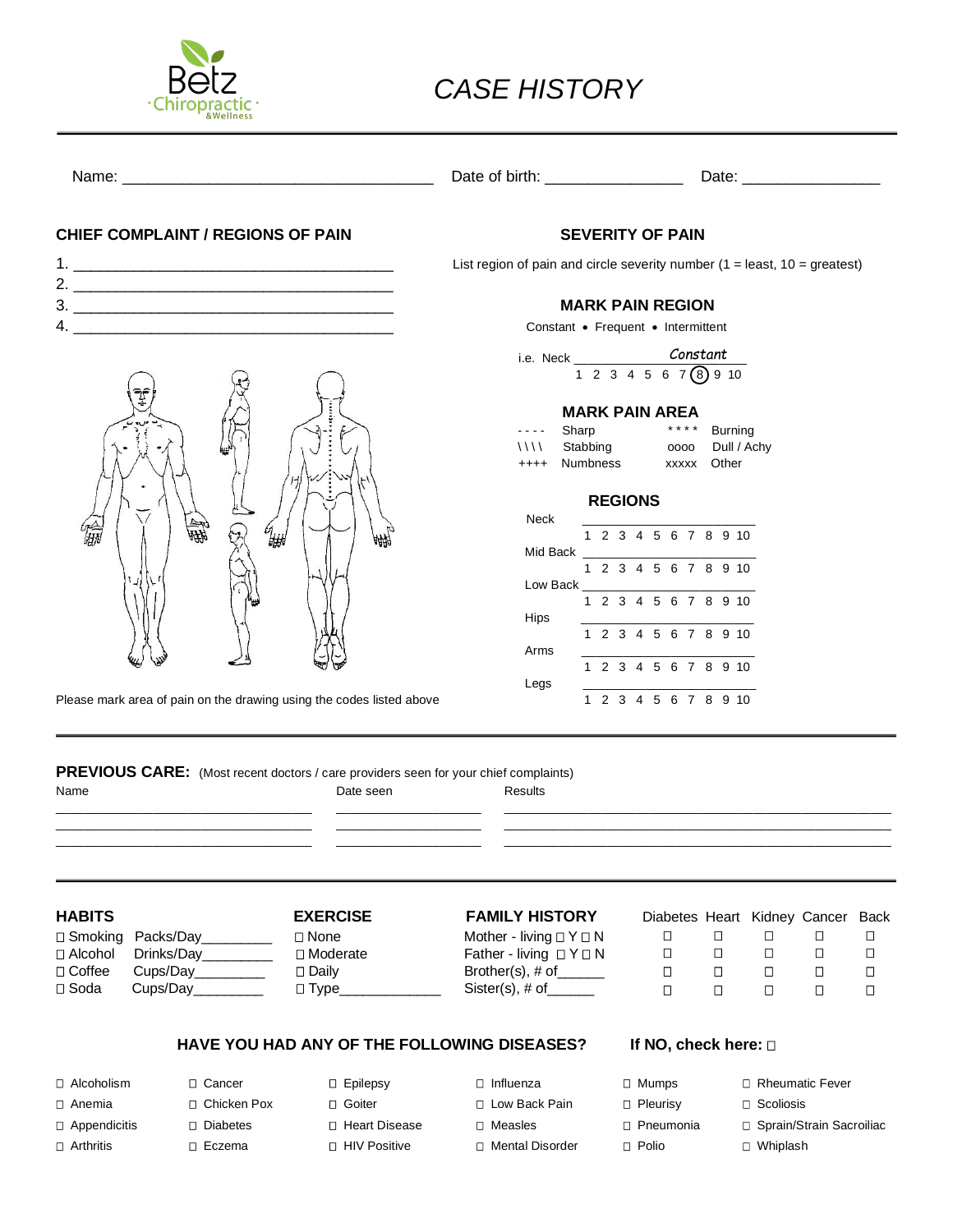Betz Chiropractic & Wellness

# CASE HISTORY

Name: ___________________________________ Date of birth: _______________ Date: _______________

## CHIEF COMPLAINT / REGIONS OF PAIN

1. ____________________________________
2. ____________________________________
3. ____________________________________
4. ____________________________________

Please mark area of pain on the drawing using the codes listed above

## SEVERITY OF PAIN

List region of pain and circle severity number (1 = least, 10 = greatest)

### MARK PAIN REGION

Constant • Frequent • Intermittent

i.e. Neck ______ *Constant*
1 2 3 4 5 6 7 (8) 9 10

### MARK PAIN AREA

| | | | |
|---|---|---|---|
| - - - - | Sharp | * * * * | Burning |
| \\\\ | Stabbing | oooo | Dull / Achy |
| ++++ | Numbness | xxxxx | Other |

### REGIONS

Neck ____________________
1 2 3 4 5 6 7 8 9 10

Mid Back ____________________
1 2 3 4 5 6 7 8 9 10

Low Back ____________________
1 2 3 4 5 6 7 8 9 10

Hips ____________________
1 2 3 4 5 6 7 8 9 10

Arms ____________________
1 2 3 4 5 6 7 8 9 10

Legs ____________________
1 2 3 4 5 6 7 8 9 10

---

**PREVIOUS CARE:** (Most recent doctors / care providers seen for your chief complaints)

| Name | Date seen | Results |
|---|---|---|
| | | |
| | | |
| | | |

---

| HABITS | | EXERCISE | FAMILY HISTORY | Diabetes | Heart | Kidney | Cancer | Back |
|---|---|---|---|---|---|---|---|---|
| ☐ Smoking | Packs/Day________ | ☐ None | Mother - living ☐ Y ☐ N | ☐ | ☐ | ☐ | ☐ | ☐ |
| ☐ Alcohol | Drinks/Day________ | ☐ Moderate | Father - living ☐ Y ☐ N | ☐ | ☐ | ☐ | ☐ | ☐ |
| ☐ Coffee | Cups/Day________ | ☐ Daily | Brother(s), # of______ | ☐ | ☐ | ☐ | ☐ | ☐ |
| ☐ Soda | Cups/Day________ | ☐ Type____________ | Sister(s), # of______ | ☐ | ☐ | ☐ | ☐ | ☐ |

### HAVE YOU HAD ANY OF THE FOLLOWING DISEASES? If NO, check here: ☐

| | | | | | |
|---|---|---|---|---|---|
| ☐ Alcoholism | ☐ Cancer | ☐ Epilepsy | ☐ Influenza | ☐ Mumps | ☐ Rheumatic Fever |
| ☐ Anemia | ☐ Chicken Pox | ☐ Goiter | ☐ Low Back Pain | ☐ Pleurisy | ☐ Scoliosis |
| ☐ Appendicitis | ☐ Diabetes | ☐ Heart Disease | ☐ Measles | ☐ Pneumonia | ☐ Sprain/Strain Sacroiliac |
| ☐ Arthritis | ☐ Eczema | ☐ HIV Positive | ☐ Mental Disorder | ☐ Polio | ☐ Whiplash |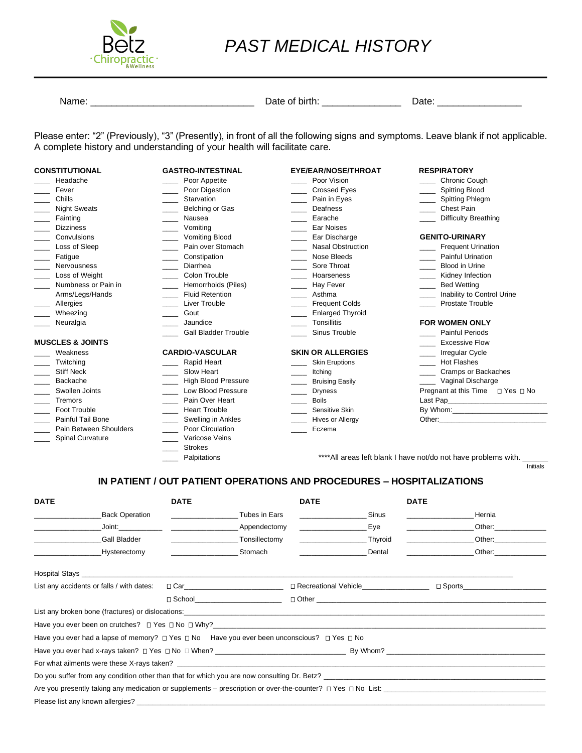Betz Chiropractic & Wellness

# PAST MEDICAL HISTORY

Name: ______________________________ Date of birth: _______________ Date: ________________

Please enter: "2" (Previously), "3" (Presently), in front of all the following signs and symptoms. Leave blank if not applicable. A complete history and understanding of your health will facilitate care.

**CONSTITUTIONAL**
____ Headache
____ Fever
____ Chills
____ Night Sweats
____ Fainting
____ Dizziness
____ Convulsions
____ Loss of Sleep
____ Fatigue
____ Nervousness
____ Loss of Weight
____ Numbness or Pain in Arms/Legs/Hands
____ Allergies
____ Wheezing
____ Neuralgia

**MUSCLES & JOINTS**
____ Weakness
____ Twitching
____ Stiff Neck
____ Backache
____ Swollen Joints
____ Tremors
____ Foot Trouble
____ Painful Tail Bone
____ Pain Between Shoulders
____ Spinal Curvature

**GASTRO-INTESTINAL**
____ Poor Appetite
____ Poor Digestion
____ Starvation
____ Belching or Gas
____ Nausea
____ Vomiting
____ Vomiting Blood
____ Pain over Stomach
____ Constipation
____ Diarrhea
____ Colon Trouble
____ Hemorrhoids (Piles)
____ Fluid Retention
____ Liver Trouble
____ Gout
____ Jaundice
____ Gall Bladder Trouble

**CARDIO-VASCULAR**
____ Rapid Heart
____ Slow Heart
____ High Blood Pressure
____ Low Blood Pressure
____ Pain Over Heart
____ Heart Trouble
____ Swelling in Ankles
____ Poor Circulation
____ Varicose Veins
____ Strokes
____ Palpitations

**EYE/EAR/NOSE/THROAT**
____ Poor Vision
____ Crossed Eyes
____ Pain in Eyes
____ Deafness
____ Earache
____ Ear Noises
____ Ear Discharge
____ Nasal Obstruction
____ Nose Bleeds
____ Sore Throat
____ Hoarseness
____ Hay Fever
____ Asthma
____ Frequent Colds
____ Enlarged Thyroid
____ Tonsillitis
____ Sinus Trouble

**SKIN OR ALLERGIES**
____ Skin Eruptions
____ Itching
____ Bruising Easily
____ Dryness
____ Boils
____ Sensitive Skin
____ Hives or Allergy
____ Eczema

**RESPIRATORY**
____ Chronic Cough
____ Spitting Blood
____ Spitting Phlegm
____ Chest Pain
____ Difficulty Breathing

**GENITO-URINARY**
____ Frequent Urination
____ Painful Urination
____ Blood in Urine
____ Kidney Infection
____ Bed Wetting
____ Inability to Control Urine
____ Prostate Trouble

**FOR WOMEN ONLY**
____ Painful Periods
____ Excessive Flow
____ Irregular Cycle
____ Hot Flashes
____ Cramps or Backaches
____ Vaginal Discharge

Pregnant at this Time ☐ Yes ☐ No
Last Pap_______________________
By Whom:_______________________
Other:_________________________

****All areas left blank I have not/do not have problems with. ______ Initials

## IN PATIENT / OUT PATIENT OPERATIONS AND PROCEDURES – HOSPITALIZATIONS

| DATE | | DATE | | DATE | | DATE | |
|---|---|---|---|---|---|---|---|
| ________________ | Back Operation | ________________ | Tubes in Ears | ________________ | Sinus | ________________ | Hernia |
| ________________ | Joint:___________ | ________________ | Appendectomy | ________________ | Eye | ________________ | Other:_____________ |
| ________________ | Gall Bladder | ________________ | Tonsillectomy | ________________ | Thyroid | ________________ | Other:_____________ |
| ________________ | Hysterectomy | ________________ | Stomach | ________________ | Dental | ________________ | Other:_____________ |

Hospital Stays ______________________________________________________________________________

List any accidents or falls / with dates: ☐ Car________________________ ☐ Recreational Vehicle________________ ☐ Sports____________________

☐ School______________________ ☐ Other ____________________________________________________________

List any broken bone (fractures) or dislocations:______________________________________________________________

Have you ever been on crutches? ☐ Yes ☐ No ☐ Why?_____________________________________________________

Have you ever had a lapse of memory? ☐ Yes ☐ No Have you ever been unconscious? ☐ Yes ☐ No

Have you ever had x-rays taken? ☐ Yes ☐ No ☐ When? ________________________________ By Whom? ____________________________

For what ailments were these X-rays taken? _____________________________________________________________

Do you suffer from any condition other than that for which you are now consulting Dr. Betz? _______________________

Are you presently taking any medication or supplements – prescription or over-the-counter? ☐ Yes ☐ No List: ______________

Please list any known allergies? ____________________________________________________________________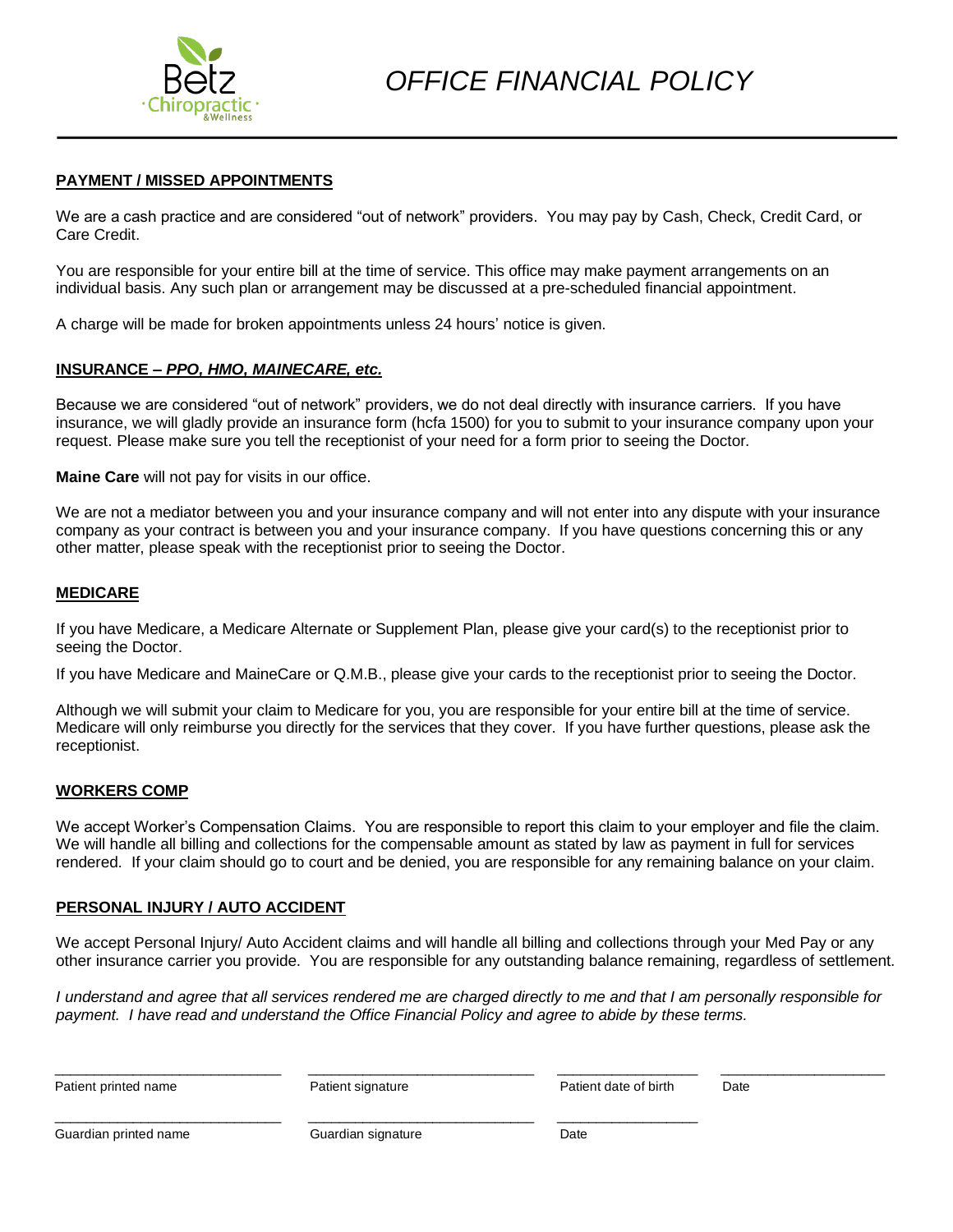# OFFICE FINANCIAL POLICY

## PAYMENT / MISSED APPOINTMENTS

We are a cash practice and are considered "out of network" providers. You may pay by Cash, Check, Credit Card, or Care Credit.

You are responsible for your entire bill at the time of service. This office may make payment arrangements on an individual basis. Any such plan or arrangement may be discussed at a pre-scheduled financial appointment.

A charge will be made for broken appointments unless 24 hours' notice is given.

## INSURANCE – *PPO, HMO, MAINECARE, etc.*

Because we are considered "out of network" providers, we do not deal directly with insurance carriers. If you have insurance, we will gladly provide an insurance form (hcfa 1500) for you to submit to your insurance company upon your request. Please make sure you tell the receptionist of your need for a form prior to seeing the Doctor.

**Maine Care** will not pay for visits in our office.

We are not a mediator between you and your insurance company and will not enter into any dispute with your insurance company as your contract is between you and your insurance company. If you have questions concerning this or any other matter, please speak with the receptionist prior to seeing the Doctor.

## MEDICARE

If you have Medicare, a Medicare Alternate or Supplement Plan, please give your card(s) to the receptionist prior to seeing the Doctor.

If you have Medicare and MaineCare or Q.M.B., please give your cards to the receptionist prior to seeing the Doctor.

Although we will submit your claim to Medicare for you, you are responsible for your entire bill at the time of service. Medicare will only reimburse you directly for the services that they cover. If you have further questions, please ask the receptionist.

## WORKERS COMP

We accept Worker's Compensation Claims. You are responsible to report this claim to your employer and file the claim. We will handle all billing and collections for the compensable amount as stated by law as payment in full for services rendered. If your claim should go to court and be denied, you are responsible for any remaining balance on your claim.

## PERSONAL INJURY / AUTO ACCIDENT

We accept Personal Injury/ Auto Accident claims and will handle all billing and collections through your Med Pay or any other insurance carrier you provide. You are responsible for any outstanding balance remaining, regardless of settlement.

*I understand and agree that all services rendered me are charged directly to me and that I am personally responsible for payment. I have read and understand the Office Financial Policy and agree to abide by these terms.*

\_\_\_\_\_\_\_\_\_\_\_\_\_\_\_\_\_\_\_\_\_\_\_\_ \_\_\_\_\_\_\_\_\_\_\_\_\_\_\_\_\_\_\_\_\_\_\_\_ \_\_\_\_\_\_\_\_\_\_\_\_\_\_\_\_ \_\_\_\_\_\_\_\_\_\_\_\_\_\_\_\_

Patient printed name | Patient signature | Patient date of birth | Date

\_\_\_\_\_\_\_\_\_\_\_\_\_\_\_\_\_\_\_\_\_\_\_\_ \_\_\_\_\_\_\_\_\_\_\_\_\_\_\_\_\_\_\_\_\_\_\_\_ \_\_\_\_\_\_\_\_\_\_\_\_\_\_\_\_

Guardian printed name | Guardian signature | Date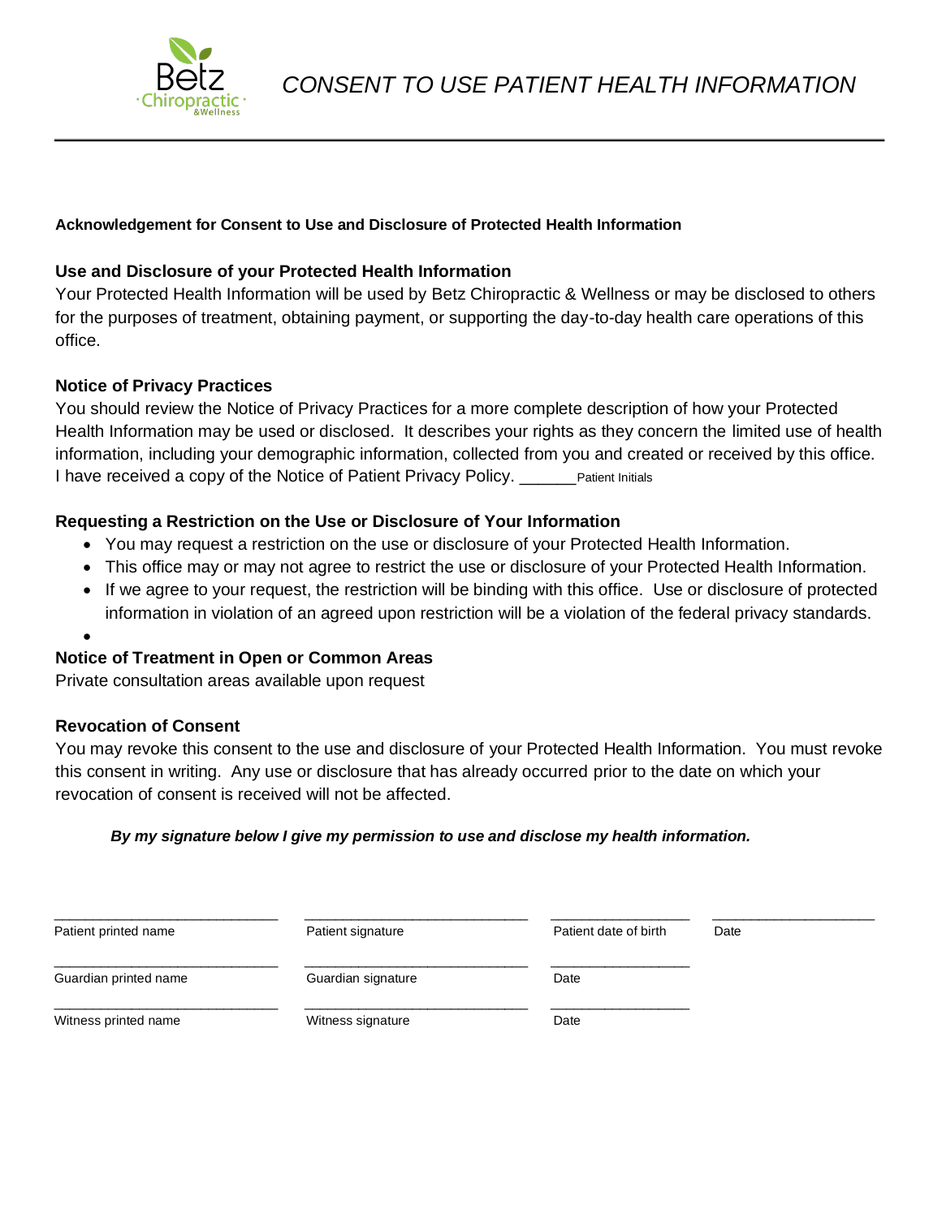# CONSENT TO USE PATIENT HEALTH INFORMATION

**Acknowledgement for Consent to Use and Disclosure of Protected Health Information**

### Use and Disclosure of your Protected Health Information

Your Protected Health Information will be used by Betz Chiropractic & Wellness or may be disclosed to others for the purposes of treatment, obtaining payment, or supporting the day-to-day health care operations of this office.

### Notice of Privacy Practices

You should review the Notice of Privacy Practices for a more complete description of how your Protected Health Information may be used or disclosed. It describes your rights as they concern the limited use of health information, including your demographic information, collected from you and created or received by this office. I have received a copy of the Notice of Patient Privacy Policy. ______Patient Initials

### Requesting a Restriction on the Use or Disclosure of Your Information

- You may request a restriction on the use or disclosure of your Protected Health Information.
- This office may or may not agree to restrict the use or disclosure of your Protected Health Information.
- If we agree to your request, the restriction will be binding with this office. Use or disclosure of protected information in violation of an agreed upon restriction will be a violation of the federal privacy standards.

### Notice of Treatment in Open or Common Areas

Private consultation areas available upon request

### Revocation of Consent

You may revoke this consent to the use and disclosure of your Protected Health Information. You must revoke this consent in writing. Any use or disclosure that has already occurred prior to the date on which your revocation of consent is received will not be affected.

***By my signature below I give my permission to use and disclose my health information.***

| ______________________ | ______________________ | ______________ | ______________ |
|---|---|---|---|
| Patient printed name | Patient signature | Patient date of birth | Date |
| ______________________ | ______________________ | ______________ | |
| Guardian printed name | Guardian signature | Date | |
| ______________________ | ______________________ | ______________ | |
| Witness printed name | Witness signature | Date | |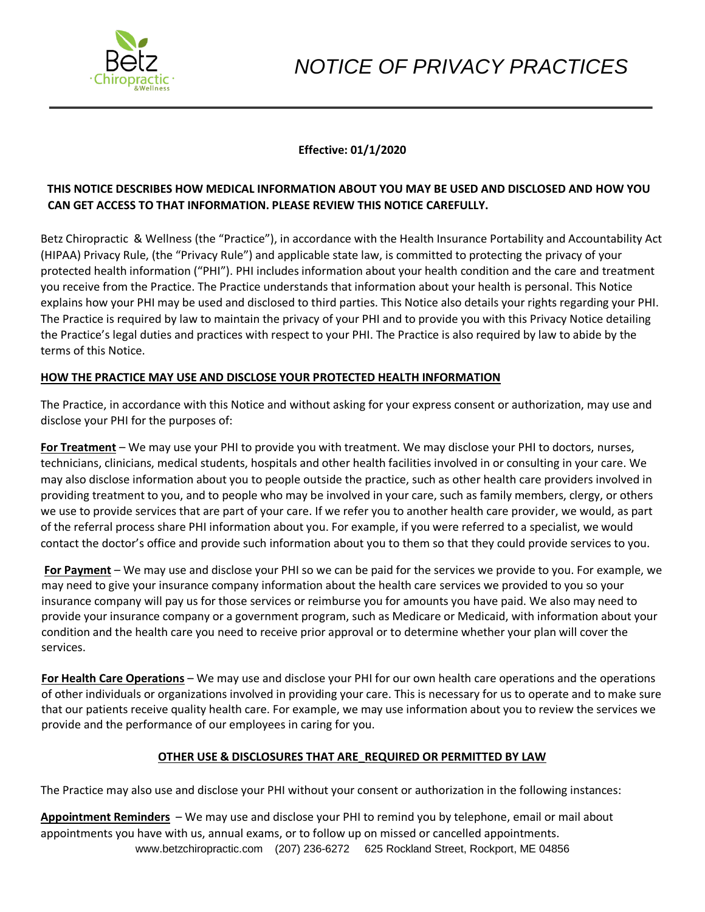# NOTICE OF PRIVACY PRACTICES

**Effective: 01/1/2020**

**THIS NOTICE DESCRIBES HOW MEDICAL INFORMATION ABOUT YOU MAY BE USED AND DISCLOSED AND HOW YOU CAN GET ACCESS TO THAT INFORMATION. PLEASE REVIEW THIS NOTICE CAREFULLY.**

Betz Chiropractic & Wellness (the "Practice"), in accordance with the Health Insurance Portability and Accountability Act (HIPAA) Privacy Rule, (the "Privacy Rule") and applicable state law, is committed to protecting the privacy of your protected health information ("PHI"). PHI includes information about your health condition and the care and treatment you receive from the Practice. The Practice understands that information about your health is personal. This Notice explains how your PHI may be used and disclosed to third parties. This Notice also details your rights regarding your PHI. The Practice is required by law to maintain the privacy of your PHI and to provide you with this Privacy Notice detailing the Practice's legal duties and practices with respect to your PHI. The Practice is also required by law to abide by the terms of this Notice.

## HOW THE PRACTICE MAY USE AND DISCLOSE YOUR PROTECTED HEALTH INFORMATION

The Practice, in accordance with this Notice and without asking for your express consent or authorization, may use and disclose your PHI for the purposes of:

**For Treatment** – We may use your PHI to provide you with treatment. We may disclose your PHI to doctors, nurses, technicians, clinicians, medical students, hospitals and other health facilities involved in or consulting in your care. We may also disclose information about you to people outside the practice, such as other health care providers involved in providing treatment to you, and to people who may be involved in your care, such as family members, clergy, or others we use to provide services that are part of your care. If we refer you to another health care provider, we would, as part of the referral process share PHI information about you. For example, if you were referred to a specialist, we would contact the doctor's office and provide such information about you to them so that they could provide services to you.

**For Payment** – We may use and disclose your PHI so we can be paid for the services we provide to you. For example, we may need to give your insurance company information about the health care services we provided to you so your insurance company will pay us for those services or reimburse you for amounts you have paid. We also may need to provide your insurance company or a government program, such as Medicare or Medicaid, with information about your condition and the health care you need to receive prior approval or to determine whether your plan will cover the services.

**For Health Care Operations** – We may use and disclose your PHI for our own health care operations and the operations of other individuals or organizations involved in providing your care. This is necessary for us to operate and to make sure that our patients receive quality health care. For example, we may use information about you to review the services we provide and the performance of our employees in caring for you.

## OTHER USE & DISCLOSURES THAT ARE_REQUIRED OR PERMITTED BY LAW

The Practice may also use and disclose your PHI without your consent or authorization in the following instances:

**Appointment Reminders** – We may use and disclose your PHI to remind you by telephone, email or mail about appointments you have with us, annual exams, or to follow up on missed or cancelled appointments.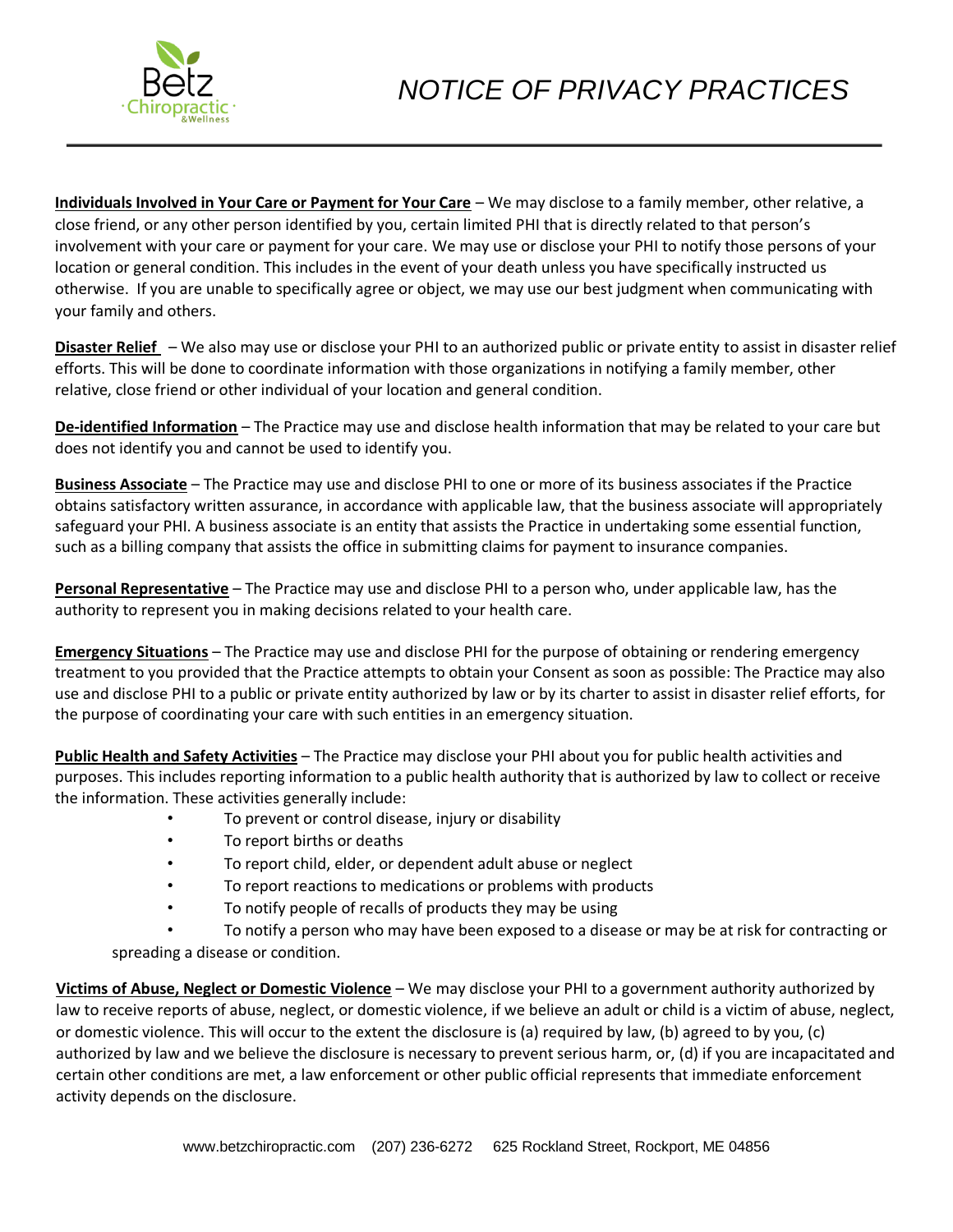**Individuals Involved in Your Care or Payment for Your Care** – We may disclose to a family member, other relative, a close friend, or any other person identified by you, certain limited PHI that is directly related to that person's involvement with your care or payment for your care. We may use or disclose your PHI to notify those persons of your location or general condition. This includes in the event of your death unless you have specifically instructed us otherwise. If you are unable to specifically agree or object, we may use our best judgment when communicating with your family and others.

**Disaster Relief** – We also may use or disclose your PHI to an authorized public or private entity to assist in disaster relief efforts. This will be done to coordinate information with those organizations in notifying a family member, other relative, close friend or other individual of your location and general condition.

**De-identified Information** – The Practice may use and disclose health information that may be related to your care but does not identify you and cannot be used to identify you.

**Business Associate** – The Practice may use and disclose PHI to one or more of its business associates if the Practice obtains satisfactory written assurance, in accordance with applicable law, that the business associate will appropriately safeguard your PHI. A business associate is an entity that assists the Practice in undertaking some essential function, such as a billing company that assists the office in submitting claims for payment to insurance companies.

**Personal Representative** – The Practice may use and disclose PHI to a person who, under applicable law, has the authority to represent you in making decisions related to your health care.

**Emergency Situations** – The Practice may use and disclose PHI for the purpose of obtaining or rendering emergency treatment to you provided that the Practice attempts to obtain your Consent as soon as possible: The Practice may also use and disclose PHI to a public or private entity authorized by law or by its charter to assist in disaster relief efforts, for the purpose of coordinating your care with such entities in an emergency situation.

**Public Health and Safety Activities** – The Practice may disclose your PHI about you for public health activities and purposes. This includes reporting information to a public health authority that is authorized by law to collect or receive the information. These activities generally include:

- To prevent or control disease, injury or disability
- To report births or deaths
- To report child, elder, or dependent adult abuse or neglect
- To report reactions to medications or problems with products
- To notify people of recalls of products they may be using
- To notify a person who may have been exposed to a disease or may be at risk for contracting or spreading a disease or condition.

**Victims of Abuse, Neglect or Domestic Violence** – We may disclose your PHI to a government authority authorized by law to receive reports of abuse, neglect, or domestic violence, if we believe an adult or child is a victim of abuse, neglect, or domestic violence. This will occur to the extent the disclosure is (a) required by law, (b) agreed to by you, (c) authorized by law and we believe the disclosure is necessary to prevent serious harm, or, (d) if you are incapacitated and certain other conditions are met, a law enforcement or other public official represents that immediate enforcement activity depends on the disclosure.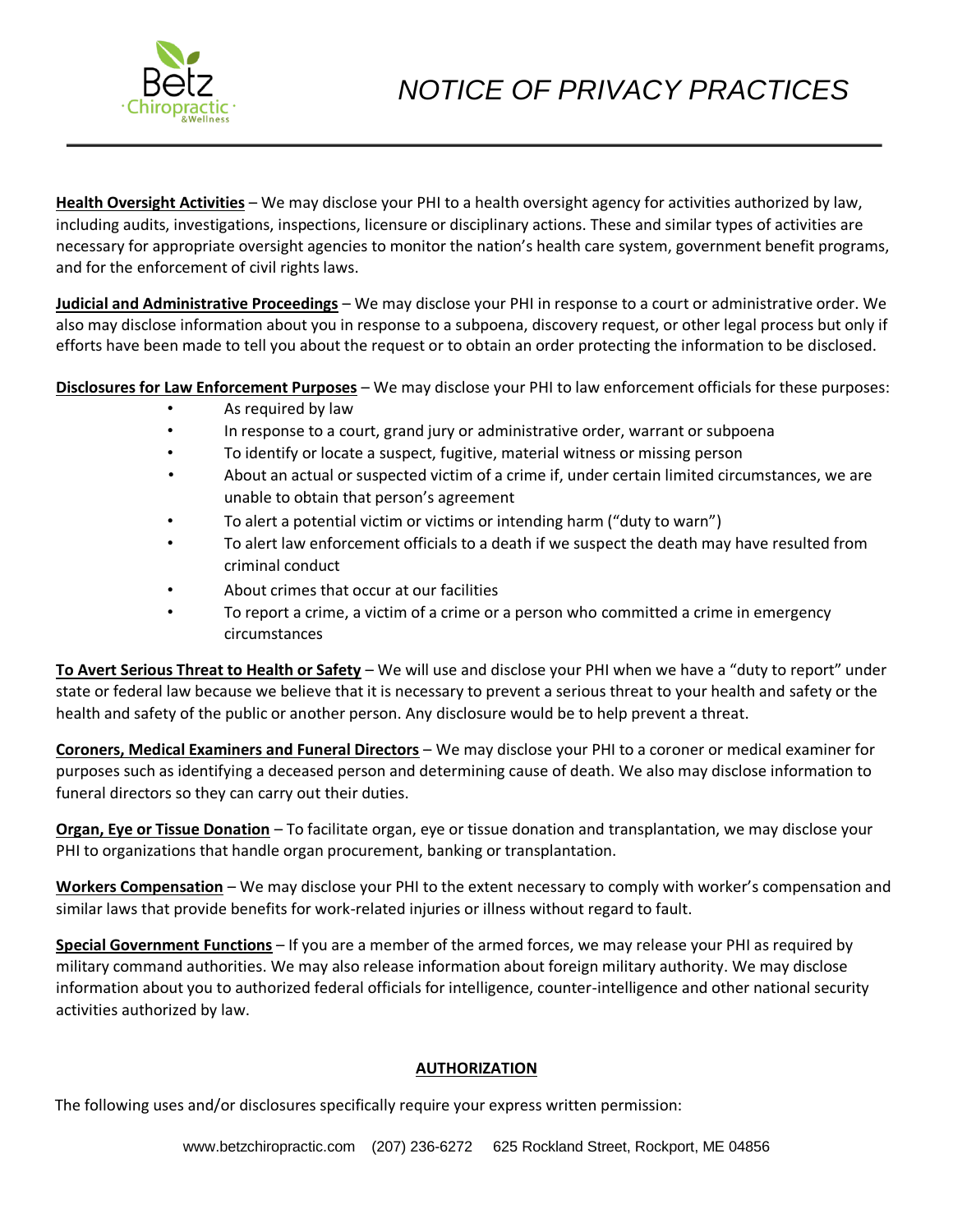**Health Oversight Activities** – We may disclose your PHI to a health oversight agency for activities authorized by law, including audits, investigations, inspections, licensure or disciplinary actions. These and similar types of activities are necessary for appropriate oversight agencies to monitor the nation's health care system, government benefit programs, and for the enforcement of civil rights laws.

**Judicial and Administrative Proceedings** – We may disclose your PHI in response to a court or administrative order. We also may disclose information about you in response to a subpoena, discovery request, or other legal process but only if efforts have been made to tell you about the request or to obtain an order protecting the information to be disclosed.

**Disclosures for Law Enforcement Purposes** – We may disclose your PHI to law enforcement officials for these purposes:

- As required by law
- In response to a court, grand jury or administrative order, warrant or subpoena
- To identify or locate a suspect, fugitive, material witness or missing person
- About an actual or suspected victim of a crime if, under certain limited circumstances, we are unable to obtain that person's agreement
- To alert a potential victim or victims or intending harm ("duty to warn")
- To alert law enforcement officials to a death if we suspect the death may have resulted from criminal conduct
- About crimes that occur at our facilities
- To report a crime, a victim of a crime or a person who committed a crime in emergency circumstances

**To Avert Serious Threat to Health or Safety** – We will use and disclose your PHI when we have a "duty to report" under state or federal law because we believe that it is necessary to prevent a serious threat to your health and safety or the health and safety of the public or another person. Any disclosure would be to help prevent a threat.

**Coroners, Medical Examiners and Funeral Directors** – We may disclose your PHI to a coroner or medical examiner for purposes such as identifying a deceased person and determining cause of death. We also may disclose information to funeral directors so they can carry out their duties.

**Organ, Eye or Tissue Donation** – To facilitate organ, eye or tissue donation and transplantation, we may disclose your PHI to organizations that handle organ procurement, banking or transplantation.

**Workers Compensation** – We may disclose your PHI to the extent necessary to comply with worker's compensation and similar laws that provide benefits for work-related injuries or illness without regard to fault.

**Special Government Functions** – If you are a member of the armed forces, we may release your PHI as required by military command authorities. We may also release information about foreign military authority. We may disclose information about you to authorized federal officials for intelligence, counter-intelligence and other national security activities authorized by law.

## AUTHORIZATION

The following uses and/or disclosures specifically require your express written permission: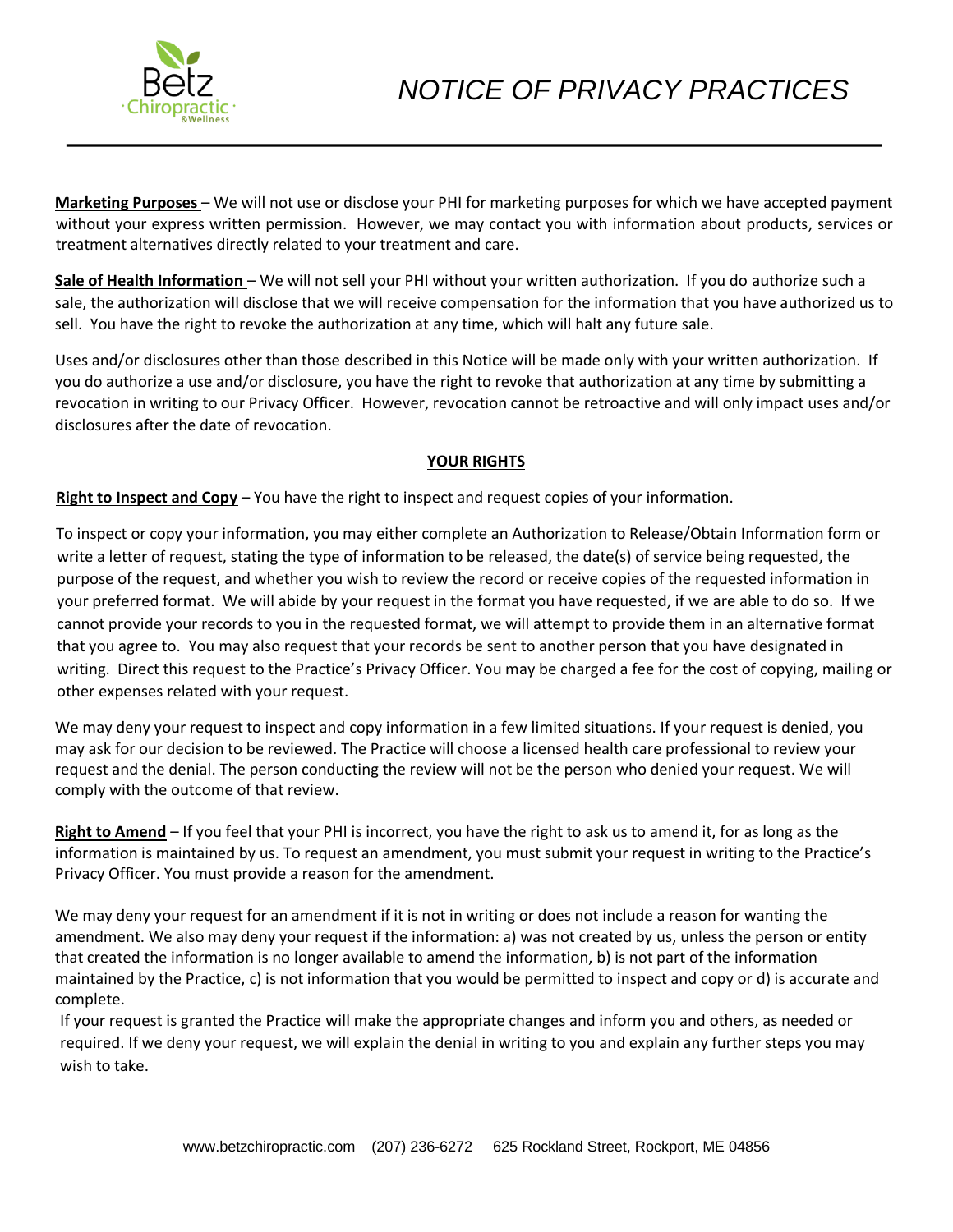**Marketing Purposes** – We will not use or disclose your PHI for marketing purposes for which we have accepted payment without your express written permission. However, we may contact you with information about products, services or treatment alternatives directly related to your treatment and care.

**Sale of Health Information** – We will not sell your PHI without your written authorization. If you do authorize such a sale, the authorization will disclose that we will receive compensation for the information that you have authorized us to sell. You have the right to revoke the authorization at any time, which will halt any future sale.

Uses and/or disclosures other than those described in this Notice will be made only with your written authorization. If you do authorize a use and/or disclosure, you have the right to revoke that authorization at any time by submitting a revocation in writing to our Privacy Officer. However, revocation cannot be retroactive and will only impact uses and/or disclosures after the date of revocation.

## YOUR RIGHTS

**Right to Inspect and Copy** – You have the right to inspect and request copies of your information.

To inspect or copy your information, you may either complete an Authorization to Release/Obtain Information form or write a letter of request, stating the type of information to be released, the date(s) of service being requested, the purpose of the request, and whether you wish to review the record or receive copies of the requested information in your preferred format. We will abide by your request in the format you have requested, if we are able to do so. If we cannot provide your records to you in the requested format, we will attempt to provide them in an alternative format that you agree to. You may also request that your records be sent to another person that you have designated in writing. Direct this request to the Practice's Privacy Officer. You may be charged a fee for the cost of copying, mailing or other expenses related with your request.

We may deny your request to inspect and copy information in a few limited situations. If your request is denied, you may ask for our decision to be reviewed. The Practice will choose a licensed health care professional to review your request and the denial. The person conducting the review will not be the person who denied your request. We will comply with the outcome of that review.

**Right to Amend** – If you feel that your PHI is incorrect, you have the right to ask us to amend it, for as long as the information is maintained by us. To request an amendment, you must submit your request in writing to the Practice's Privacy Officer. You must provide a reason for the amendment.

We may deny your request for an amendment if it is not in writing or does not include a reason for wanting the amendment. We also may deny your request if the information: a) was not created by us, unless the person or entity that created the information is no longer available to amend the information, b) is not part of the information maintained by the Practice, c) is not information that you would be permitted to inspect and copy or d) is accurate and complete.

If your request is granted the Practice will make the appropriate changes and inform you and others, as needed or required. If we deny your request, we will explain the denial in writing to you and explain any further steps you may wish to take.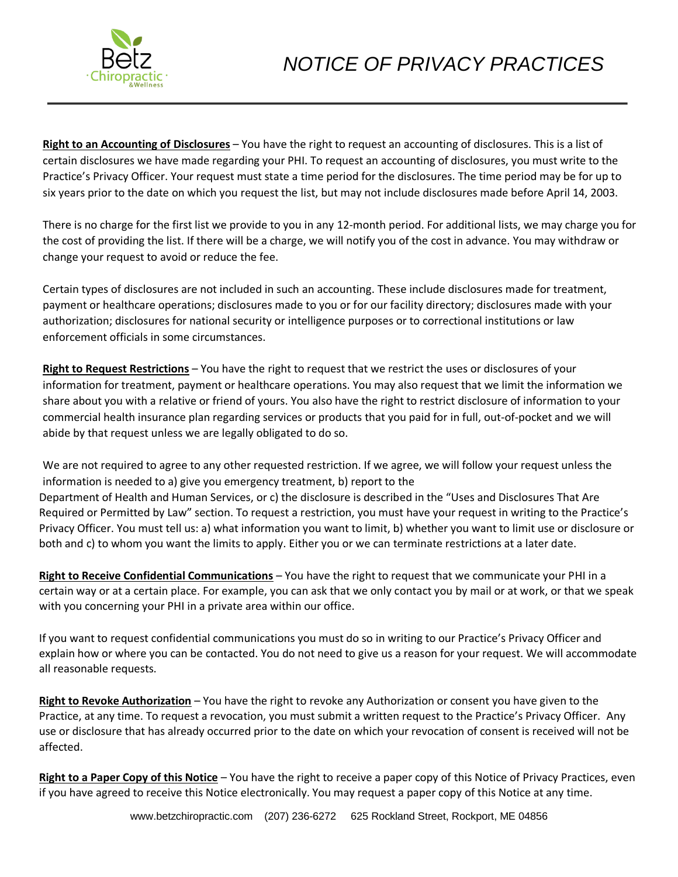**Right to an Accounting of Disclosures** – You have the right to request an accounting of disclosures. This is a list of certain disclosures we have made regarding your PHI. To request an accounting of disclosures, you must write to the Practice's Privacy Officer. Your request must state a time period for the disclosures. The time period may be for up to six years prior to the date on which you request the list, but may not include disclosures made before April 14, 2003.

There is no charge for the first list we provide to you in any 12-month period. For additional lists, we may charge you for the cost of providing the list. If there will be a charge, we will notify you of the cost in advance. You may withdraw or change your request to avoid or reduce the fee.

Certain types of disclosures are not included in such an accounting. These include disclosures made for treatment, payment or healthcare operations; disclosures made to you or for our facility directory; disclosures made with your authorization; disclosures for national security or intelligence purposes or to correctional institutions or law enforcement officials in some circumstances.

**Right to Request Restrictions** – You have the right to request that we restrict the uses or disclosures of your information for treatment, payment or healthcare operations. You may also request that we limit the information we share about you with a relative or friend of yours. You also have the right to restrict disclosure of information to your commercial health insurance plan regarding services or products that you paid for in full, out-of-pocket and we will abide by that request unless we are legally obligated to do so.

We are not required to agree to any other requested restriction. If we agree, we will follow your request unless the information is needed to a) give you emergency treatment, b) report to the Department of Health and Human Services, or c) the disclosure is described in the "Uses and Disclosures That Are Required or Permitted by Law" section. To request a restriction, you must have your request in writing to the Practice's Privacy Officer. You must tell us: a) what information you want to limit, b) whether you want to limit use or disclosure or both and c) to whom you want the limits to apply. Either you or we can terminate restrictions at a later date.

**Right to Receive Confidential Communications** – You have the right to request that we communicate your PHI in a certain way or at a certain place. For example, you can ask that we only contact you by mail or at work, or that we speak with you concerning your PHI in a private area within our office.

If you want to request confidential communications you must do so in writing to our Practice's Privacy Officer and explain how or where you can be contacted. You do not need to give us a reason for your request. We will accommodate all reasonable requests.

**Right to Revoke Authorization** – You have the right to revoke any Authorization or consent you have given to the Practice, at any time. To request a revocation, you must submit a written request to the Practice's Privacy Officer. Any use or disclosure that has already occurred prior to the date on which your revocation of consent is received will not be affected.

**Right to a Paper Copy of this Notice** – You have the right to receive a paper copy of this Notice of Privacy Practices, even if you have agreed to receive this Notice electronically. You may request a paper copy of this Notice at any time.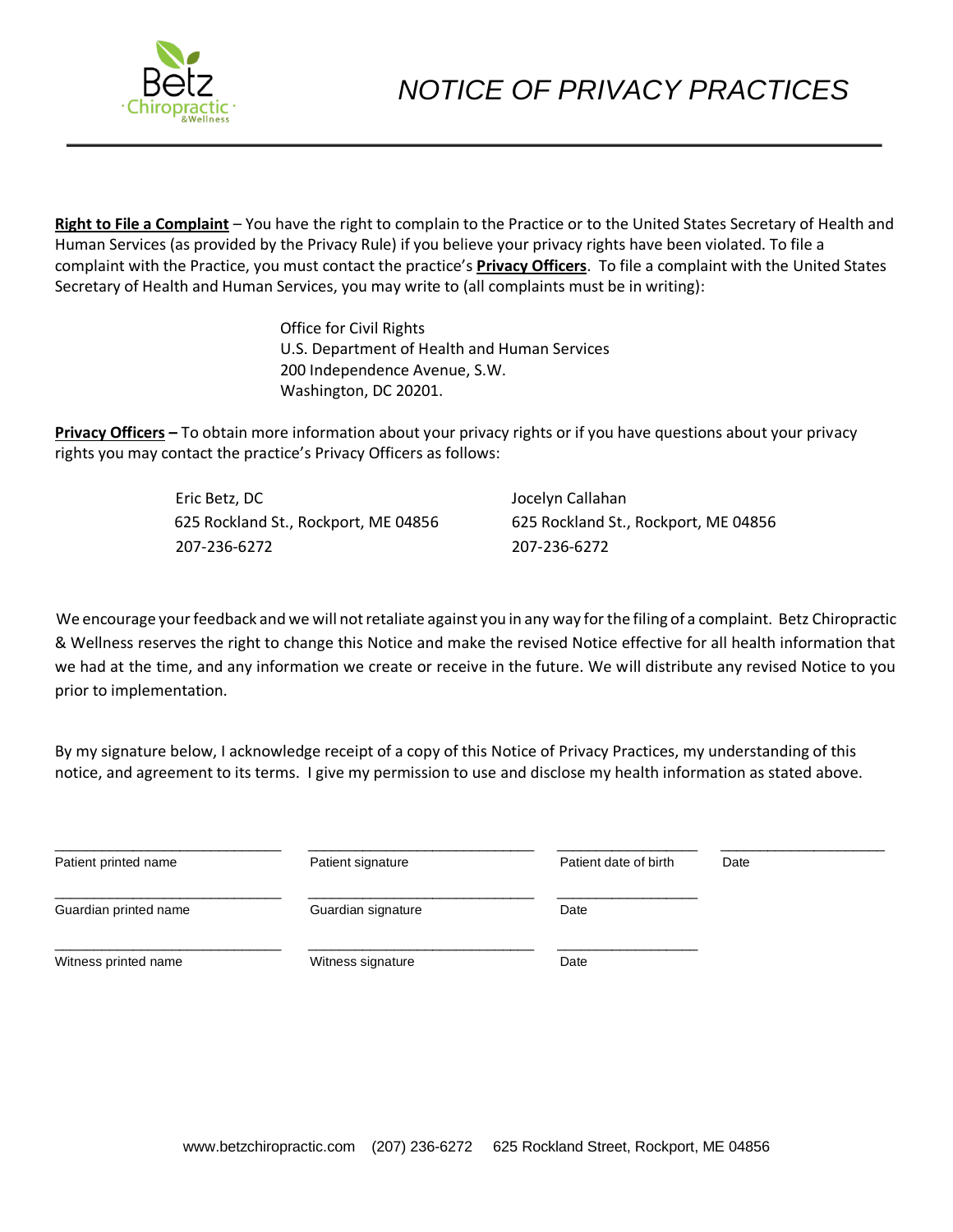# NOTICE OF PRIVACY PRACTICES

**Right to File a Complaint** – You have the right to complain to the Practice or to the United States Secretary of Health and Human Services (as provided by the Privacy Rule) if you believe your privacy rights have been violated. To file a complaint with the Practice, you must contact the practice's **Privacy Officers**. To file a complaint with the United States Secretary of Health and Human Services, you may write to (all complaints must be in writing):

Office for Civil Rights
U.S. Department of Health and Human Services
200 Independence Avenue, S.W.
Washington, DC 20201.

**Privacy Officers –** To obtain more information about your privacy rights or if you have questions about your privacy rights you may contact the practice's Privacy Officers as follows:

| | |
|---|---|
| Eric Betz, DC | Jocelyn Callahan |
| 625 Rockland St., Rockport, ME 04856 | 625 Rockland St., Rockport, ME 04856 |
| 207-236-6272 | 207-236-6272 |

We encourage your feedback and we will not retaliate against you in any way for the filing of a complaint. Betz Chiropractic & Wellness reserves the right to change this Notice and make the revised Notice effective for all health information that we had at the time, and any information we create or receive in the future. We will distribute any revised Notice to you prior to implementation.

By my signature below, I acknowledge receipt of a copy of this Notice of Privacy Practices, my understanding of this notice, and agreement to its terms. I give my permission to use and disclose my health information as stated above.

| | | | |
|---|---|---|---|
| ______________________ | ______________________ | ______________ | ______________ |
| Patient printed name | Patient signature | Patient date of birth | Date |
| ______________________ | ______________________ | ______________ | |
| Guardian printed name | Guardian signature | Date | |
| ______________________ | ______________________ | ______________ | |
| Witness printed name | Witness signature | Date | |

www.betzchiropractic.com (207) 236-6272 625 Rockland Street, Rockport, ME 04856